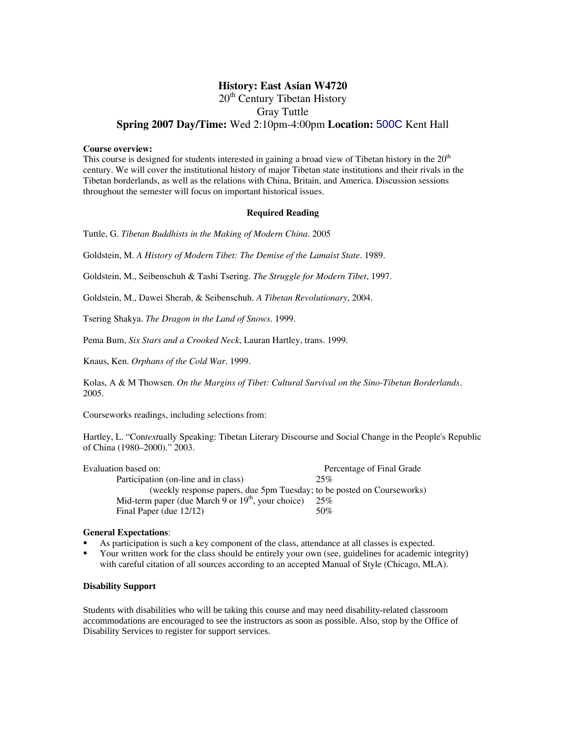# History: East Asian W4720

20th Century Tibetan History

Gray Tuttle

**Spring 2007 Day/Time:** Wed 2:10pm-4:00pm **Location:** 500C Kent Hall

**Course overview:**
This course is designed for students interested in gaining a broad view of Tibetan history in the 20th century. We will cover the institutional history of major Tibetan state institutions and their rivals in the Tibetan borderlands, as well as the relations with China, Britain, and America. Discussion sessions throughout the semester will focus on important historical issues.

**Required Reading**

Tuttle, G. *Tibetan Buddhists in the Making of Modern China*. 2005

Goldstein, M. *A History of Modern Tibet: The Demise of the Lamaist State*. 1989.

Goldstein, M., Seibenschuh & Tashi Tsering. *The Struggle for Modern Tibet*, 1997.

Goldstein, M., Dawei Sherab, & Seibenschuh. *A Tibetan Revolutionary*, 2004.

Tsering Shakya. *The Dragon in the Land of Snows*. 1999.

Pema Bum, *Six Stars and a Crooked Neck*, Lauran Hartley, trans. 1999.

Knaus, Ken. *Orphans of the Cold War*. 1999.

Kolas, A & M Thowsen. *On the Margins of Tibet: Cultural Survival on the Sino-Tibetan Borderlands*. 2005.

Courseworks readings, including selections from:

Hartley, L. "Con*text*ually Speaking: Tibetan Literary Discourse and Social Change in the People's Republic of China (1980–2000)." 2003.

| Evaluation based on: | Percentage of Final Grade |
|---|---|
| Participation (on-line and in class) (weekly response papers, due 5pm Tuesday; to be posted on Courseworks) | 25% |
| Mid-term paper (due March 9 or 19th, your choice) | 25% |
| Final Paper (due 12/12) | 50% |

**General Expectations**:

- As participation is such a key component of the class, attendance at all classes is expected.
- Your written work for the class should be entirely your own (see, guidelines for academic integrity) with careful citation of all sources according to an accepted Manual of Style (Chicago, MLA).

**Disability Support**

Students with disabilities who will be taking this course and may need disability-related classroom accommodations are encouraged to see the instructors as soon as possible. Also, stop by the Office of Disability Services to register for support services.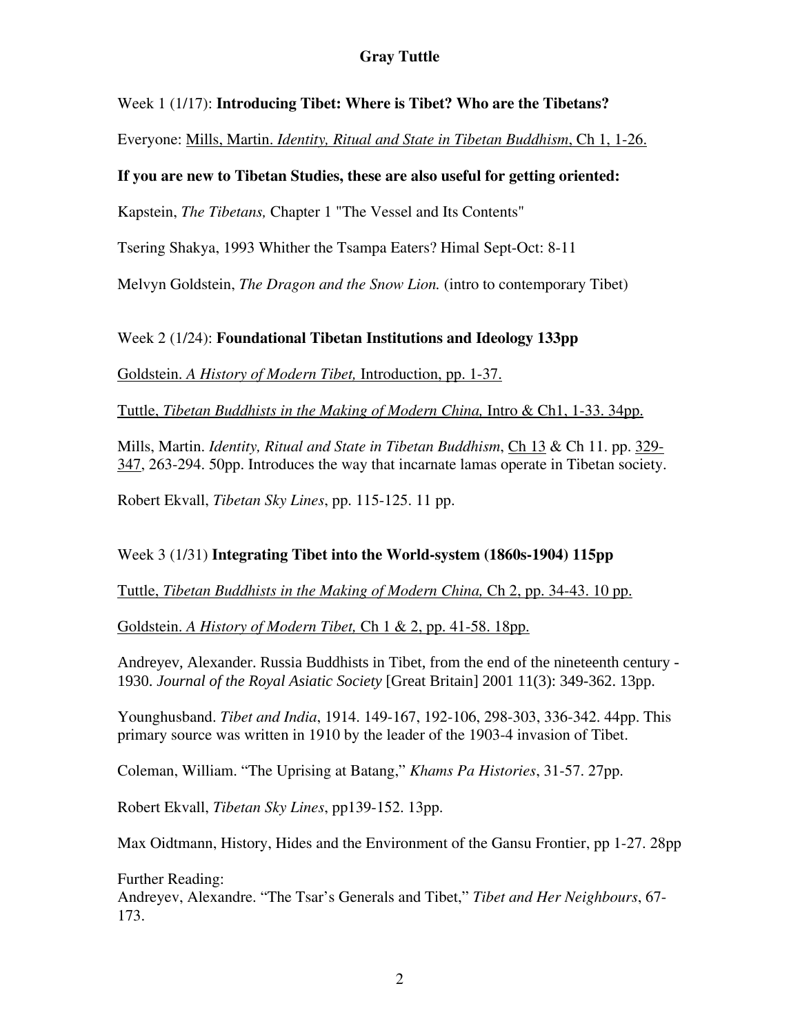Week 1 (1/17): **Introducing Tibet: Where is Tibet? Who are the Tibetans?**

Everyone: Mills, Martin. *Identity, Ritual and State in Tibetan Buddhism*, Ch 1, 1-26.

**If you are new to Tibetan Studies, these are also useful for getting oriented:**

Kapstein, *The Tibetans,* Chapter 1 "The Vessel and Its Contents"

Tsering Shakya, 1993 Whither the Tsampa Eaters? Himal Sept-Oct: 8-11

Melvyn Goldstein, *The Dragon and the Snow Lion.* (intro to contemporary Tibet)

Week 2 (1/24): **Foundational Tibetan Institutions and Ideology 133pp**

Goldstein. *A History of Modern Tibet,* Introduction, pp. 1-37.

Tuttle, *Tibetan Buddhists in the Making of Modern China,* Intro & Ch1, 1-33. 34pp.

Mills, Martin. *Identity, Ritual and State in Tibetan Buddhism*, Ch 13 & Ch 11. pp. 329-347, 263-294. 50pp. Introduces the way that incarnate lamas operate in Tibetan society.

Robert Ekvall, *Tibetan Sky Lines*, pp. 115-125. 11 pp.

Week 3 (1/31) **Integrating Tibet into the World-system (1860s-1904) 115pp**

Tuttle, *Tibetan Buddhists in the Making of Modern China,* Ch 2, pp. 34-43. 10 pp.

Goldstein. *A History of Modern Tibet,* Ch 1 & 2, pp. 41-58. 18pp.

Andreyev, Alexander. Russia Buddhists in Tibet, from the end of the nineteenth century - 1930. *Journal of the Royal Asiatic Society* [Great Britain] 2001 11(3): 349-362. 13pp.

Younghusband. *Tibet and India*, 1914. 149-167, 192-106, 298-303, 336-342. 44pp. This primary source was written in 1910 by the leader of the 1903-4 invasion of Tibet.

Coleman, William. "The Uprising at Batang," *Khams Pa Histories*, 31-57. 27pp.

Robert Ekvall, *Tibetan Sky Lines*, pp139-152. 13pp.

Max Oidtmann, History, Hides and the Environment of the Gansu Frontier, pp 1-27. 28pp

Further Reading:
Andreyev, Alexandre. "The Tsar's Generals and Tibet," *Tibet and Her Neighbours*, 67-173.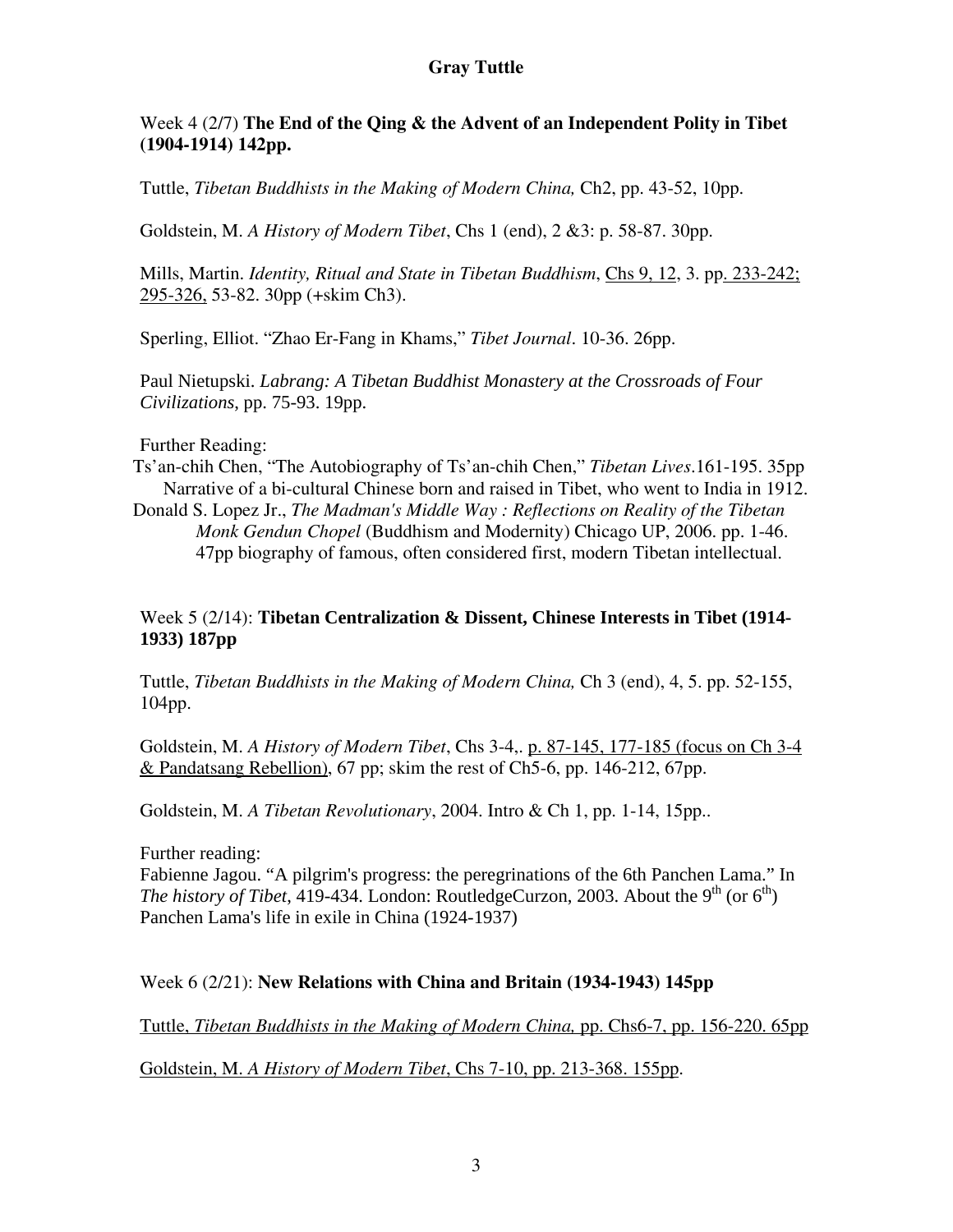Week 4 (2/7) **The End of the Qing & the Advent of an Independent Polity in Tibet (1904-1914) 142pp.**

Tuttle, *Tibetan Buddhists in the Making of Modern China,* Ch2, pp. 43-52, 10pp.

Goldstein, M. *A History of Modern Tibet*, Chs 1 (end), 2 &3: p. 58-87. 30pp.

Mills, Martin. *Identity, Ritual and State in Tibetan Buddhism*, Chs 9, 12, 3. pp. 233-242; 295-326, 53-82. 30pp (+skim Ch3).

Sperling, Elliot. "Zhao Er-Fang in Khams," *Tibet Journal*. 10-36. 26pp.

Paul Nietupski. *Labrang: A Tibetan Buddhist Monastery at the Crossroads of Four Civilizations*, pp. 75-93. 19pp.

Further Reading:

Ts'an-chih Chen, "The Autobiography of Ts'an-chih Chen," *Tibetan Lives*.161-195. 35pp
Narrative of a bi-cultural Chinese born and raised in Tibet, who went to India in 1912.

Donald S. Lopez Jr., *The Madman's Middle Way : Reflections on Reality of the Tibetan Monk Gendun Chopel* (Buddhism and Modernity) Chicago UP, 2006. pp. 1-46.
47pp biography of famous, often considered first, modern Tibetan intellectual.

Week 5 (2/14): **Tibetan Centralization & Dissent, Chinese Interests in Tibet (1914-1933) 187pp**

Tuttle, *Tibetan Buddhists in the Making of Modern China,* Ch 3 (end), 4, 5. pp. 52-155, 104pp.

Goldstein, M. *A History of Modern Tibet*, Chs 3-4,. p. 87-145, 177-185 (focus on Ch 3-4 & Pandatsang Rebellion), 67 pp; skim the rest of Ch5-6, pp. 146-212, 67pp.

Goldstein, M. *A Tibetan Revolutionary*, 2004. Intro & Ch 1, pp. 1-14, 15pp..

Further reading:

Fabienne Jagou. "A pilgrim's progress: the peregrinations of the 6th Panchen Lama." In *The history of Tibet*, 419-434. London: RoutledgeCurzon, 2003. About the 9th (or 6th) Panchen Lama's life in exile in China (1924-1937)

Week 6 (2/21): **New Relations with China and Britain (1934-1943) 145pp**

Tuttle, *Tibetan Buddhists in the Making of Modern China,* pp. Chs6-7, pp. 156-220. 65pp

Goldstein, M. *A History of Modern Tibet*, Chs 7-10, pp. 213-368. 155pp.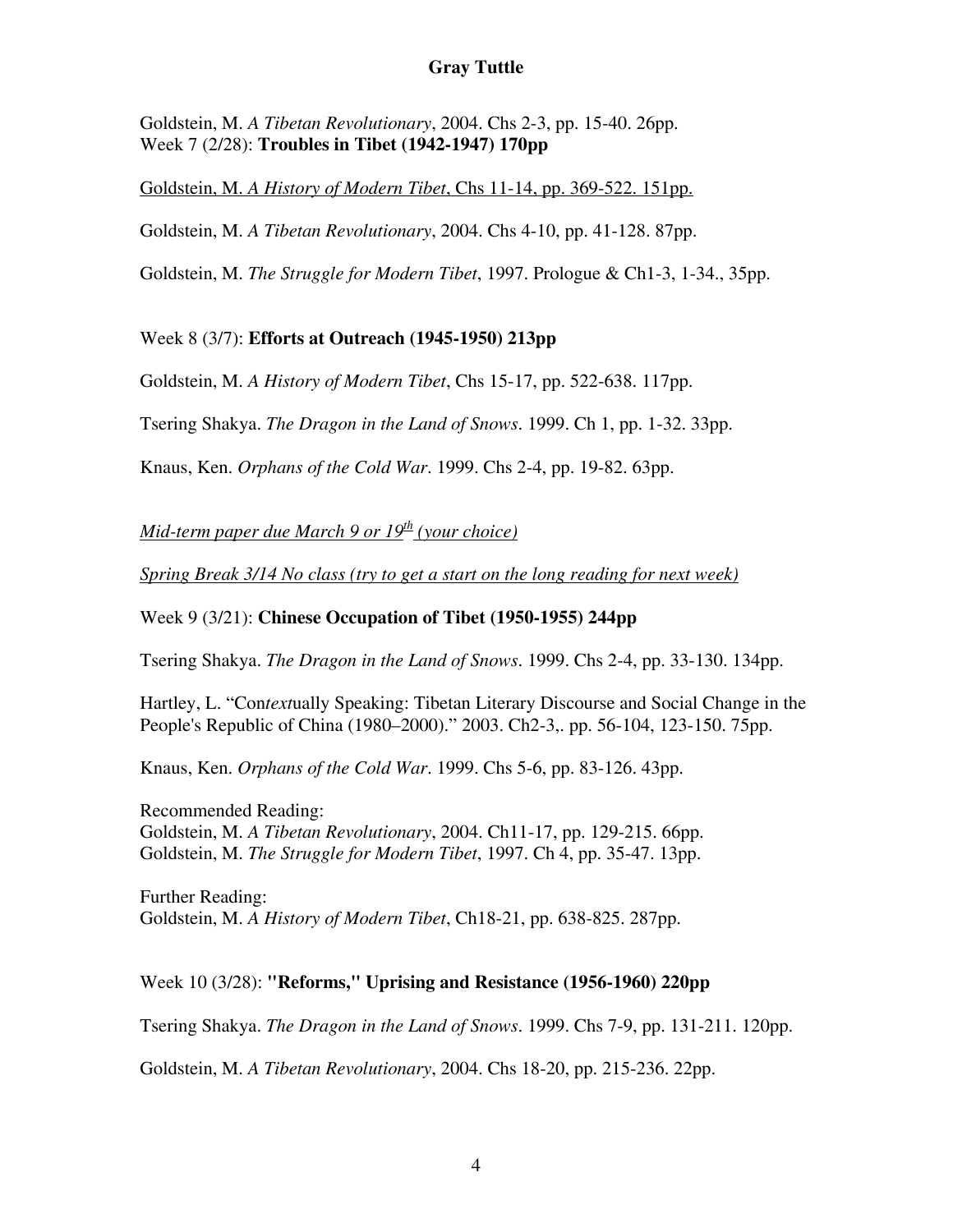Goldstein, M. *A Tibetan Revolutionary*, 2004. Chs 2-3, pp. 15-40. 26pp.
Week 7 (2/28): **Troubles in Tibet (1942-1947) 170pp**

<u>Goldstein, M. *A History of Modern Tibet*, Chs 11-14, pp. 369-522. 151pp.</u>

Goldstein, M. *A Tibetan Revolutionary*, 2004. Chs 4-10, pp. 41-128. 87pp.

Goldstein, M. *The Struggle for Modern Tibet*, 1997. Prologue & Ch1-3, 1-34., 35pp.

Week 8 (3/7): **Efforts at Outreach (1945-1950) 213pp**

Goldstein, M. *A History of Modern Tibet*, Chs 15-17, pp. 522-638. 117pp.

Tsering Shakya. *The Dragon in the Land of Snows*. 1999. Ch 1, pp. 1-32. 33pp.

Knaus, Ken. *Orphans of the Cold War*. 1999. Chs 2-4, pp. 19-82. 63pp.

<u>*Mid-term paper due March 9 or 19th (your choice)*</u>

<u>*Spring Break 3/14 No class (try to get a start on the long reading for next week)*</u>

Week 9 (3/21): **Chinese Occupation of Tibet (1950-1955) 244pp**

Tsering Shakya. *The Dragon in the Land of Snows*. 1999. Chs 2-4, pp. 33-130. 134pp.

Hartley, L. "Con*text*ually Speaking: Tibetan Literary Discourse and Social Change in the People's Republic of China (1980–2000)." 2003. Ch2-3,. pp. 56-104, 123-150. 75pp.

Knaus, Ken. *Orphans of the Cold War*. 1999. Chs 5-6, pp. 83-126. 43pp.

Recommended Reading:
Goldstein, M. *A Tibetan Revolutionary*, 2004. Ch11-17, pp. 129-215. 66pp.
Goldstein, M. *The Struggle for Modern Tibet*, 1997. Ch 4, pp. 35-47. 13pp.

Further Reading:
Goldstein, M. *A History of Modern Tibet*, Ch18-21, pp. 638-825. 287pp.

Week 10 (3/28): **"Reforms," Uprising and Resistance (1956-1960) 220pp**

Tsering Shakya. *The Dragon in the Land of Snows*. 1999. Chs 7-9, pp. 131-211. 120pp.

Goldstein, M. *A Tibetan Revolutionary*, 2004. Chs 18-20, pp. 215-236. 22pp.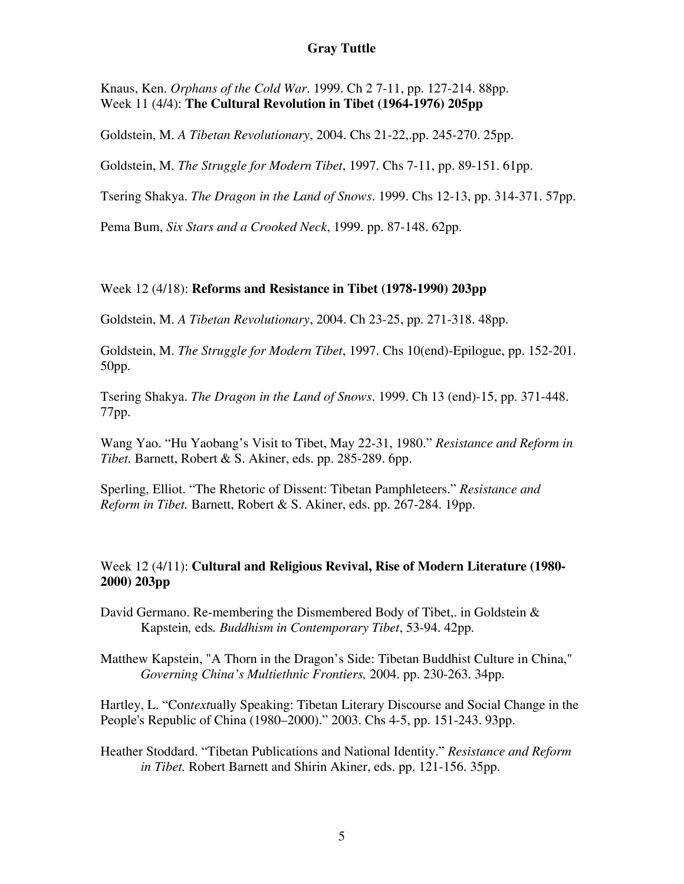Knaus, Ken. *Orphans of the Cold War*. 1999. Ch 2 7-11, pp. 127-214. 88pp.
Week 11 (4/4): **The Cultural Revolution in Tibet (1964-1976) 205pp**

Goldstein, M. *A Tibetan Revolutionary*, 2004. Chs 21-22,.pp. 245-270. 25pp.

Goldstein, M. *The Struggle for Modern Tibet*, 1997. Chs 7-11, pp. 89-151. 61pp.

Tsering Shakya. *The Dragon in the Land of Snows*. 1999. Chs 12-13, pp. 314-371. 57pp.

Pema Bum, *Six Stars and a Crooked Neck*, 1999. pp. 87-148. 62pp.

Week 12 (4/18): **Reforms and Resistance in Tibet (1978-1990) 203pp**

Goldstein, M. *A Tibetan Revolutionary*, 2004. Ch 23-25, pp. 271-318. 48pp.

Goldstein, M. *The Struggle for Modern Tibet*, 1997. Chs 10(end)-Epilogue, pp. 152-201. 50pp.

Tsering Shakya. *The Dragon in the Land of Snows*. 1999. Ch 13 (end)-15, pp. 371-448. 77pp.

Wang Yao. "Hu Yaobang's Visit to Tibet, May 22-31, 1980." *Resistance and Reform in Tibet.* Barnett, Robert & S. Akiner, eds. pp. 285-289. 6pp.

Sperling, Elliot. "The Rhetoric of Dissent: Tibetan Pamphleteers." *Resistance and Reform in Tibet.* Barnett, Robert & S. Akiner, eds. pp. 267-284. 19pp.

Week 12 (4/11): **Cultural and Religious Revival, Rise of Modern Literature (1980-2000) 203pp**

David Germano. Re-membering the Dismembered Body of Tibet,. in Goldstein & Kapstein*,* eds*. Buddhism in Contemporary Tibet*, 53-94. 42pp.

Matthew Kapstein, "A Thorn in the Dragon's Side: Tibetan Buddhist Culture in China," *Governing China's Multiethnic Frontiers,* 2004. pp. 230-263. 34pp.

Hartley, L. "Con*text*ually Speaking: Tibetan Literary Discourse and Social Change in the People's Republic of China (1980–2000)." 2003. Chs 4-5, pp. 151-243. 93pp.

Heather Stoddard. "Tibetan Publications and National Identity." *Resistance and Reform in Tibet.* Robert Barnett and Shirin Akiner, eds. pp. 121-156. 35pp.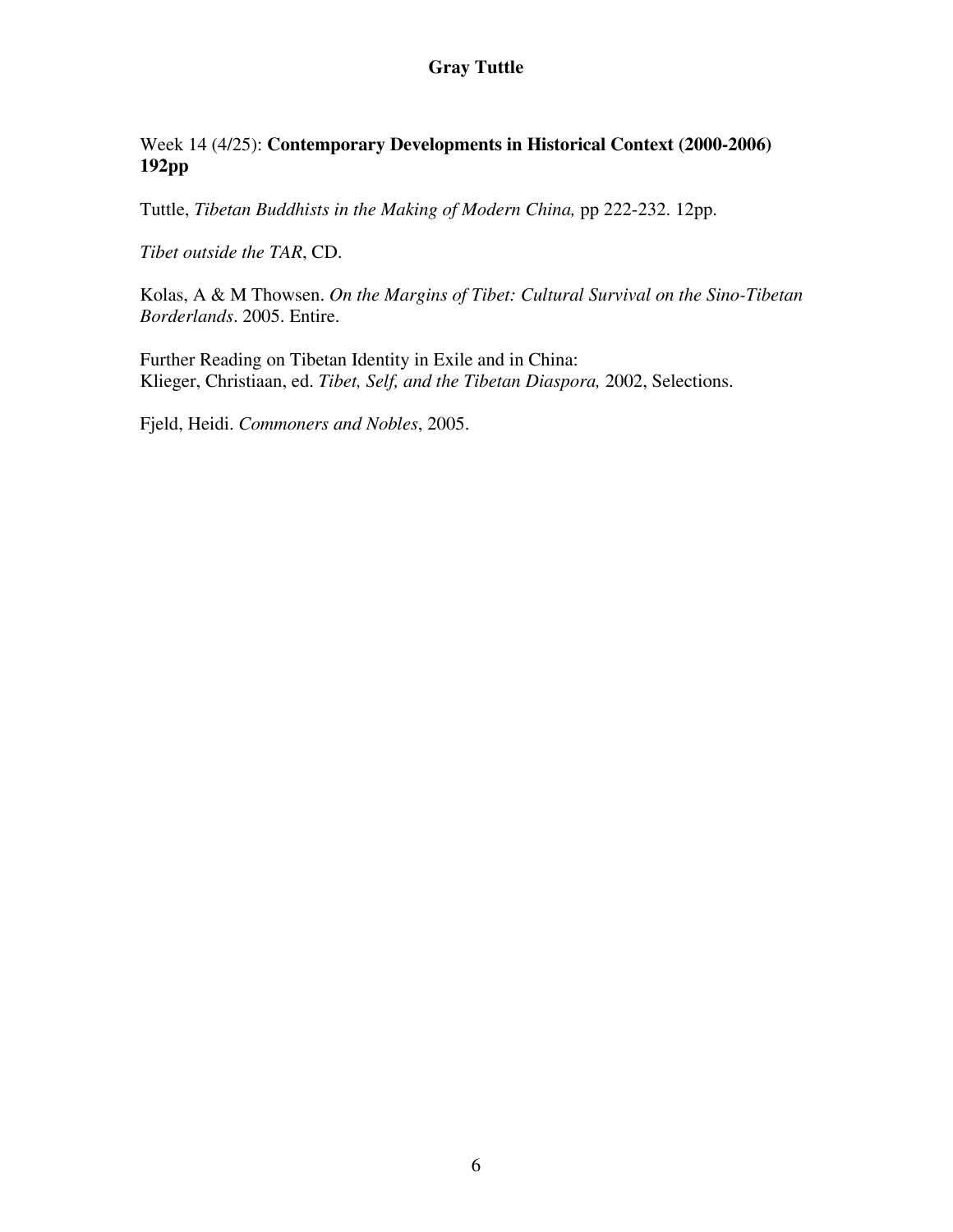Week 14 (4/25): **Contemporary Developments in Historical Context (2000-2006) 192pp**

Tuttle, *Tibetan Buddhists in the Making of Modern China,* pp 222-232. 12pp.

*Tibet outside the TAR*, CD.

Kolas, A & M Thowsen. *On the Margins of Tibet: Cultural Survival on the Sino-Tibetan Borderlands*. 2005. Entire.

Further Reading on Tibetan Identity in Exile and in China:
Klieger, Christiaan, ed. *Tibet, Self, and the Tibetan Diaspora,* 2002, Selections.

Fjeld, Heidi. *Commoners and Nobles*, 2005.